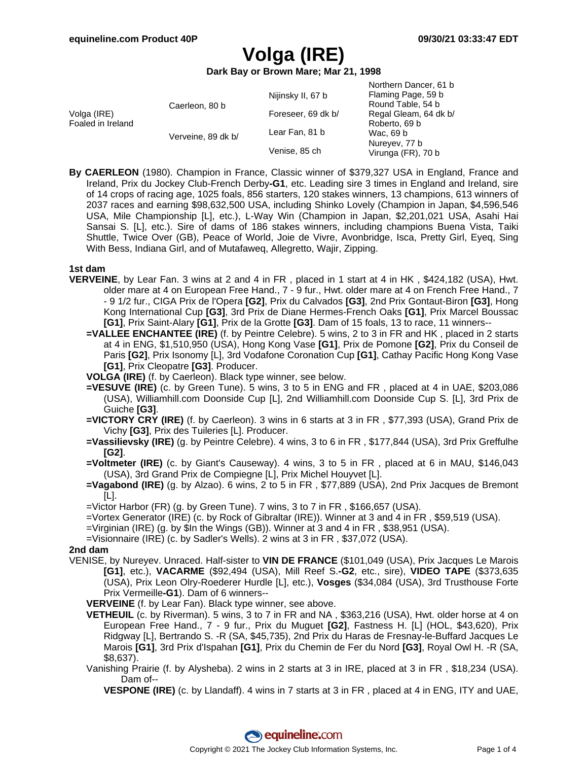# Volga (IRE)

**Dark Bay or Brown Mare; Mar 21, 1998**

| | | | |
|---|---|---|---|
| Volga (IRE) Foaled in Ireland | Caerleon, 80 b | Nijinsky II, 67 b | Northern Dancer, 61 b |
| | | | Flaming Page, 59 b |
| | | Foreseer, 69 dk b/ | Round Table, 54 b |
| | | | Regal Gleam, 64 dk b/ |
| | Verveine, 89 dk b/ | Lear Fan, 81 b | Roberto, 69 b |
| | | | Wac, 69 b |
| | | Venise, 85 ch | Nureyev, 77 b |
| | | | Virunga (FR), 70 b |

**By CAERLEON** (1980). Champion in France, Classic winner of $379,327 USA in England, France and Ireland, Prix du Jockey Club-French Derby-**G1**, etc. Leading sire 3 times in England and Ireland, sire of 14 crops of racing age, 1025 foals, 856 starters, 120 stakes winners, 13 champions, 613 winners of 2037 races and earning $98,632,500 USA, including Shinko Lovely (Champion in Japan, $4,596,546 USA, Mile Championship [L], etc.), L-Way Win (Champion in Japan, $2,201,021 USA, Asahi Hai Sansai S. [L], etc.). Sire of dams of 186 stakes winners, including champions Buena Vista, Taiki Shuttle, Twice Over (GB), Peace of World, Joie de Vivre, Avonbridge, Isca, Pretty Girl, Eyeq, Sing With Bess, Indiana Girl, and of Mutafaweq, Allegretto, Wajir, Zipping.

### 1st dam

**VERVEINE**, by Lear Fan. 3 wins at 2 and 4 in FR , placed in 1 start at 4 in HK , $424,182 (USA), Hwt. older mare at 4 on European Free Hand., 7 - 9 fur., Hwt. older mare at 4 on French Free Hand., 7 - 9 1/2 fur., CIGA Prix de l'Opera **[G2]**, Prix du Calvados **[G3]**, 2nd Prix Gontaut-Biron **[G3]**, Hong Kong International Cup **[G3]**, 3rd Prix de Diane Hermes-French Oaks **[G1]**, Prix Marcel Boussac **[G1]**, Prix Saint-Alary **[G1]**, Prix de la Grotte **[G3]**. Dam of 15 foals, 13 to race, 11 winners--

- **=VALLEE ENCHANTEE (IRE)** (f. by Peintre Celebre). 5 wins, 2 to 3 in FR and HK , placed in 2 starts at 4 in ENG, $1,510,950 (USA), Hong Kong Vase **[G1]**, Prix de Pomone **[G2]**, Prix du Conseil de Paris **[G2]**, Prix Isonomy [L], 3rd Vodafone Coronation Cup **[G1]**, Cathay Pacific Hong Kong Vase **[G1]**, Prix Cleopatre **[G3]**. Producer.
- **VOLGA (IRE)** (f. by Caerleon). Black type winner, see below.
- **=VESUVE (IRE)** (c. by Green Tune). 5 wins, 3 to 5 in ENG and FR , placed at 4 in UAE, $203,086 (USA), Williamhill.com Doonside Cup [L], 2nd Williamhill.com Doonside Cup S. [L], 3rd Prix de Guiche **[G3]**.
- **=VICTORY CRY (IRE)** (f. by Caerleon). 3 wins in 6 starts at 3 in FR , $77,393 (USA), Grand Prix de Vichy **[G3]**, Prix des Tuileries [L]. Producer.
- **=Vassilievsky (IRE)** (g. by Peintre Celebre). 4 wins, 3 to 6 in FR , $177,844 (USA), 3rd Prix Greffulhe **[G2]**.
- **=Voltmeter (IRE)** (c. by Giant's Causeway). 4 wins, 3 to 5 in FR , placed at 6 in MAU, $146,043 (USA), 3rd Grand Prix de Compiegne [L], Prix Michel Houyvet [L].
- **=Vagabond (IRE)** (g. by Alzao). 6 wins, 2 to 5 in FR , $77,889 (USA), 2nd Prix Jacques de Bremont [L].
- =Victor Harbor (FR) (g. by Green Tune). 7 wins, 3 to 7 in FR , $166,657 (USA).
- =Vortex Generator (IRE) (c. by Rock of Gibraltar (IRE)). Winner at 3 and 4 in FR , $59,519 (USA).
- =Virginian (IRE) (g. by $In the Wings (GB)). Winner at 3 and 4 in FR , $38,951 (USA).
- =Visionnaire (IRE) (c. by Sadler's Wells). 2 wins at 3 in FR , $37,072 (USA).

### 2nd dam

VENISE, by Nureyev. Unraced. Half-sister to **VIN DE FRANCE** ($101,049 (USA), Prix Jacques Le Marois **[G1]**, etc.), **VACARME** ($92,494 (USA), Mill Reef S.-**G2**, etc., sire), **VIDEO TAPE** ($373,635 (USA), Prix Leon Olry-Roederer Hurdle [L], etc.), **Vosges** ($34,084 (USA), 3rd Trusthouse Forte Prix Vermeille-**G1**). Dam of 6 winners--

- **VERVEINE** (f. by Lear Fan). Black type winner, see above.
- **VETHEUIL** (c. by Riverman). 5 wins, 3 to 7 in FR and NA , $363,216 (USA), Hwt. older horse at 4 on European Free Hand., 7 - 9 fur., Prix du Muguet **[G2]**, Fastness H. [L] (HOL, $43,620), Prix Ridgway [L], Bertrando S. -R (SA, $45,735), 2nd Prix du Haras de Fresnay-le-Buffard Jacques Le Marois **[G1]**, 3rd Prix d'Ispahan **[G1]**, Prix du Chemin de Fer du Nord **[G3]**, Royal Owl H. -R (SA, $8,637).
- Vanishing Prairie (f. by Alysheba). 2 wins in 2 starts at 3 in IRE, placed at 3 in FR , $18,234 (USA). Dam of--
  - **VESPONE (IRE)** (c. by Llandaff). 4 wins in 7 starts at 3 in FR , placed at 4 in ENG, ITY and UAE,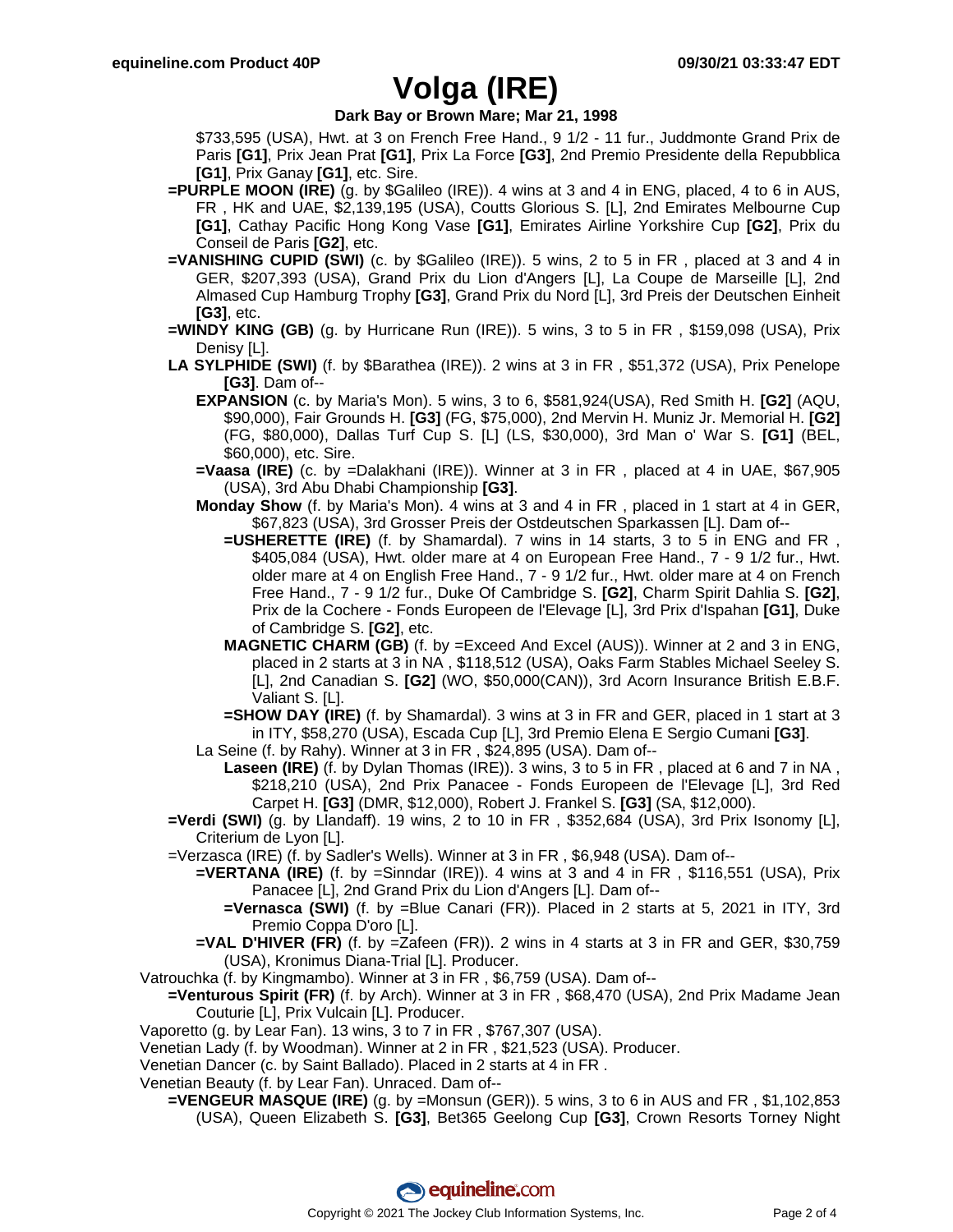# Volga (IRE)

**Dark Bay or Brown Mare; Mar 21, 1998**

$733,595 (USA), Hwt. at 3 on French Free Hand., 9 1/2 - 11 fur., Juddmonte Grand Prix de Paris **[G1]**, Prix Jean Prat **[G1]**, Prix La Force **[G3]**, 2nd Premio Presidente della Repubblica **[G1]**, Prix Ganay **[G1]**, etc. Sire.

**=PURPLE MOON (IRE)** (g. by $Galileo (IRE)). 4 wins at 3 and 4 in ENG, placed, 4 to 6 in AUS, FR , HK and UAE, $2,139,195 (USA), Coutts Glorious S. [L], 2nd Emirates Melbourne Cup **[G1]**, Cathay Pacific Hong Kong Vase **[G1]**, Emirates Airline Yorkshire Cup **[G2]**, Prix du Conseil de Paris **[G2]**, etc.

**=VANISHING CUPID (SWI)** (c. by $Galileo (IRE)). 5 wins, 2 to 5 in FR , placed at 3 and 4 in GER, $207,393 (USA), Grand Prix du Lion d'Angers [L], La Coupe de Marseille [L], 2nd Almased Cup Hamburg Trophy **[G3]**, Grand Prix du Nord [L], 3rd Preis der Deutschen Einheit **[G3]**, etc.

**=WINDY KING (GB)** (g. by Hurricane Run (IRE)). 5 wins, 3 to 5 in FR , $159,098 (USA), Prix Denisy [L].

**LA SYLPHIDE (SWI)** (f. by $Barathea (IRE)). 2 wins at 3 in FR , $51,372 (USA), Prix Penelope **[G3]**. Dam of--

**EXPANSION** (c. by Maria's Mon). 5 wins, 3 to 6, $581,924(USA), Red Smith H. **[G2]** (AQU, $90,000), Fair Grounds H. **[G3]** (FG, $75,000), 2nd Mervin H. Muniz Jr. Memorial H. **[G2]** (FG, $80,000), Dallas Turf Cup S. [L] (LS, $30,000), 3rd Man o' War S. **[G1]** (BEL, $60,000), etc. Sire.

**=Vaasa (IRE)** (c. by =Dalakhani (IRE)). Winner at 3 in FR , placed at 4 in UAE, $67,905 (USA), 3rd Abu Dhabi Championship **[G3]**.

**Monday Show** (f. by Maria's Mon). 4 wins at 3 and 4 in FR , placed in 1 start at 4 in GER, $67,823 (USA), 3rd Grosser Preis der Ostdeutschen Sparkassen [L]. Dam of--

**=USHERETTE (IRE)** (f. by Shamardal). 7 wins in 14 starts, 3 to 5 in ENG and FR , $405,084 (USA), Hwt. older mare at 4 on European Free Hand., 7 - 9 1/2 fur., Hwt. older mare at 4 on English Free Hand., 7 - 9 1/2 fur., Hwt. older mare at 4 on French Free Hand., 7 - 9 1/2 fur., Duke Of Cambridge S. **[G2]**, Charm Spirit Dahlia S. **[G2]**, Prix de la Cochere - Fonds Europeen de l'Elevage [L], 3rd Prix d'Ispahan **[G1]**, Duke of Cambridge S. **[G2]**, etc.

**MAGNETIC CHARM (GB)** (f. by =Exceed And Excel (AUS)). Winner at 2 and 3 in ENG, placed in 2 starts at 3 in NA , $118,512 (USA), Oaks Farm Stables Michael Seeley S. [L], 2nd Canadian S. **[G2]** (WO, $50,000(CAN)), 3rd Acorn Insurance British E.B.F. Valiant S. [L].

**=SHOW DAY (IRE)** (f. by Shamardal). 3 wins at 3 in FR and GER, placed in 1 start at 3 in ITY, $58,270 (USA), Escada Cup [L], 3rd Premio Elena E Sergio Cumani **[G3]**.

La Seine (f. by Rahy). Winner at 3 in FR , $24,895 (USA). Dam of--

**Laseen (IRE)** (f. by Dylan Thomas (IRE)). 3 wins, 3 to 5 in FR , placed at 6 and 7 in NA , $218,210 (USA), 2nd Prix Panacee - Fonds Europeen de l'Elevage [L], 3rd Red Carpet H. **[G3]** (DMR, $12,000), Robert J. Frankel S. **[G3]** (SA, $12,000).

**=Verdi (SWI)** (g. by Llandaff). 19 wins, 2 to 10 in FR , $352,684 (USA), 3rd Prix Isonomy [L], Criterium de Lyon [L].

=Verzasca (IRE) (f. by Sadler's Wells). Winner at 3 in FR , $6,948 (USA). Dam of--

**=VERTANA (IRE)** (f. by =Sinndar (IRE)). 4 wins at 3 and 4 in FR , $116,551 (USA), Prix Panacee [L], 2nd Grand Prix du Lion d'Angers [L]. Dam of--

**=Vernasca (SWI)** (f. by =Blue Canari (FR)). Placed in 2 starts at 5, 2021 in ITY, 3rd Premio Coppa D'oro [L].

**=VAL D'HIVER (FR)** (f. by =Zafeen (FR)). 2 wins in 4 starts at 3 in FR and GER, $30,759 (USA), Kronimus Diana-Trial [L]. Producer.

Vatrouchka (f. by Kingmambo). Winner at 3 in FR , $6,759 (USA). Dam of--

**=Venturous Spirit (FR)** (f. by Arch). Winner at 3 in FR , $68,470 (USA), 2nd Prix Madame Jean Couturie [L], Prix Vulcain [L]. Producer.

Vaporetto (g. by Lear Fan). 13 wins, 3 to 7 in FR , $767,307 (USA).

Venetian Lady (f. by Woodman). Winner at 2 in FR , $21,523 (USA). Producer.

Venetian Dancer (c. by Saint Ballado). Placed in 2 starts at 4 in FR .

Venetian Beauty (f. by Lear Fan). Unraced. Dam of--

**=VENGEUR MASQUE (IRE)** (g. by =Monsun (GER)). 5 wins, 3 to 6 in AUS and FR , $1,102,853 (USA), Queen Elizabeth S. **[G3]**, Bet365 Geelong Cup **[G3]**, Crown Resorts Torney Night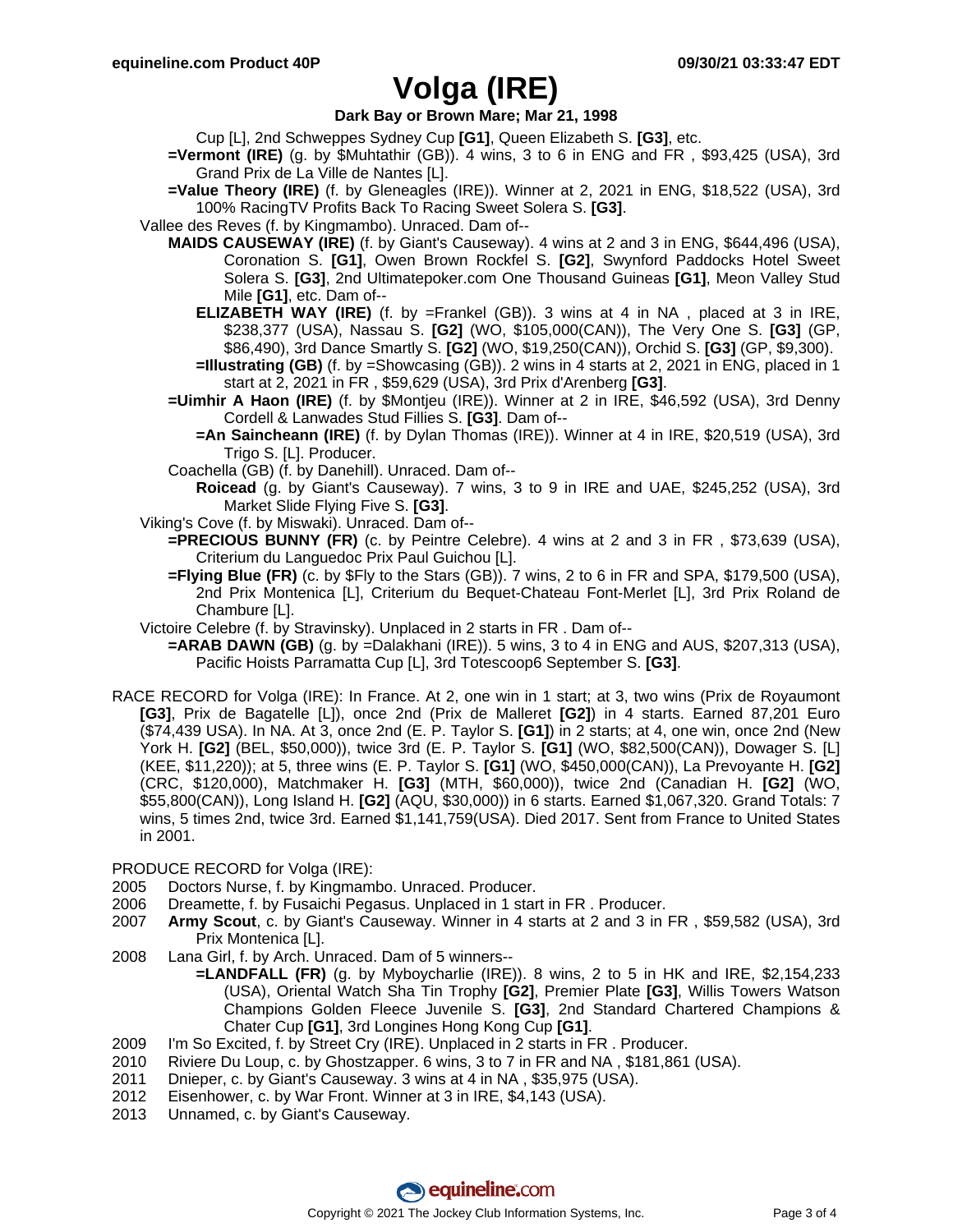# Volga (IRE)

**Dark Bay or Brown Mare; Mar 21, 1998**

Cup [L], 2nd Schweppes Sydney Cup **[G1]**, Queen Elizabeth S. **[G3]**, etc.

**=Vermont (IRE)** (g. by $Muhtathir (GB)). 4 wins, 3 to 6 in ENG and FR , $93,425 (USA), 3rd Grand Prix de La Ville de Nantes [L].

**=Value Theory (IRE)** (f. by Gleneagles (IRE)). Winner at 2, 2021 in ENG, $18,522 (USA), 3rd 100% RacingTV Profits Back To Racing Sweet Solera S. **[G3]**.

Vallee des Reves (f. by Kingmambo). Unraced. Dam of--

**MAIDS CAUSEWAY (IRE)** (f. by Giant's Causeway). 4 wins at 2 and 3 in ENG, $644,496 (USA), Coronation S. **[G1]**, Owen Brown Rockfel S. **[G2]**, Swynford Paddocks Hotel Sweet Solera S. **[G3]**, 2nd Ultimatepoker.com One Thousand Guineas **[G1]**, Meon Valley Stud Mile **[G1]**, etc. Dam of--

**ELIZABETH WAY (IRE)** (f. by =Frankel (GB)). 3 wins at 4 in NA , placed at 3 in IRE, $238,377 (USA), Nassau S. **[G2]** (WO, $105,000(CAN)), The Very One S. **[G3]** (GP, $86,490), 3rd Dance Smartly S. **[G2]** (WO, $19,250(CAN)), Orchid S. **[G3]** (GP, $9,300).

**=Illustrating (GB)** (f. by =Showcasing (GB)). 2 wins in 4 starts at 2, 2021 in ENG, placed in 1 start at 2, 2021 in FR , $59,629 (USA), 3rd Prix d'Arenberg **[G3]**.

**=Uimhir A Haon (IRE)** (f. by $Montjeu (IRE)). Winner at 2 in IRE, $46,592 (USA), 3rd Denny Cordell & Lanwades Stud Fillies S. **[G3]**. Dam of--

**=An Saincheann (IRE)** (f. by Dylan Thomas (IRE)). Winner at 4 in IRE, $20,519 (USA), 3rd Trigo S. [L]. Producer.

Coachella (GB) (f. by Danehill). Unraced. Dam of--

**Roicead** (g. by Giant's Causeway). 7 wins, 3 to 9 in IRE and UAE, $245,252 (USA), 3rd Market Slide Flying Five S. **[G3]**.

Viking's Cove (f. by Miswaki). Unraced. Dam of--

**=PRECIOUS BUNNY (FR)** (c. by Peintre Celebre). 4 wins at 2 and 3 in FR , $73,639 (USA), Criterium du Languedoc Prix Paul Guichou [L].

**=Flying Blue (FR)** (c. by $Fly to the Stars (GB)). 7 wins, 2 to 6 in FR and SPA, $179,500 (USA), 2nd Prix Montenica [L], Criterium du Bequet-Chateau Font-Merlet [L], 3rd Prix Roland de Chambure [L].

Victoire Celebre (f. by Stravinsky). Unplaced in 2 starts in FR . Dam of--

**=ARAB DAWN (GB)** (g. by =Dalakhani (IRE)). 5 wins, 3 to 4 in ENG and AUS, $207,313 (USA), Pacific Hoists Parramatta Cup [L], 3rd Totescoop6 September S. **[G3]**.

RACE RECORD for Volga (IRE): In France. At 2, one win in 1 start; at 3, two wins (Prix de Royaumont **[G3]**, Prix de Bagatelle [L]), once 2nd (Prix de Malleret **[G2]**) in 4 starts. Earned 87,201 Euro ($74,439 USA). In NA. At 3, once 2nd (E. P. Taylor S. **[G1]**) in 2 starts; at 4, one win, once 2nd (New York H. **[G2]** (BEL, $50,000)), twice 3rd (E. P. Taylor S. **[G1]** (WO, $82,500(CAN)), Dowager S. [L] (KEE, $11,220)); at 5, three wins (E. P. Taylor S. **[G1]** (WO, $450,000(CAN)), La Prevoyante H. **[G2]** (CRC, $120,000), Matchmaker H. **[G3]** (MTH, $60,000)), twice 2nd (Canadian H. **[G2]** (WO, $55,800(CAN)), Long Island H. **[G2]** (AQU, $30,000)) in 6 starts. Earned $1,067,320. Grand Totals: 7 wins, 5 times 2nd, twice 3rd. Earned $1,141,759(USA). Died 2017. Sent from France to United States in 2001.

PRODUCE RECORD for Volga (IRE):

2005 Doctors Nurse, f. by Kingmambo. Unraced. Producer.

2006 Dreamette, f. by Fusaichi Pegasus. Unplaced in 1 start in FR . Producer.

2007 **Army Scout**, c. by Giant's Causeway. Winner in 4 starts at 2 and 3 in FR , $59,582 (USA), 3rd Prix Montenica [L].

2008 Lana Girl, f. by Arch. Unraced. Dam of 5 winners--

**=LANDFALL (FR)** (g. by Myboycharlie (IRE)). 8 wins, 2 to 5 in HK and IRE, $2,154,233 (USA), Oriental Watch Sha Tin Trophy **[G2]**, Premier Plate **[G3]**, Willis Towers Watson Champions Golden Fleece Juvenile S. **[G3]**, 2nd Standard Chartered Champions & Chater Cup **[G1]**, 3rd Longines Hong Kong Cup **[G1]**.

2009 I'm So Excited, f. by Street Cry (IRE). Unplaced in 2 starts in FR . Producer.

2010 Riviere Du Loup, c. by Ghostzapper. 6 wins, 3 to 7 in FR and NA , $181,861 (USA).

2011 Dnieper, c. by Giant's Causeway. 3 wins at 4 in NA , $35,975 (USA).

2012 Eisenhower, c. by War Front. Winner at 3 in IRE, $4,143 (USA).

2013 Unnamed, c. by Giant's Causeway.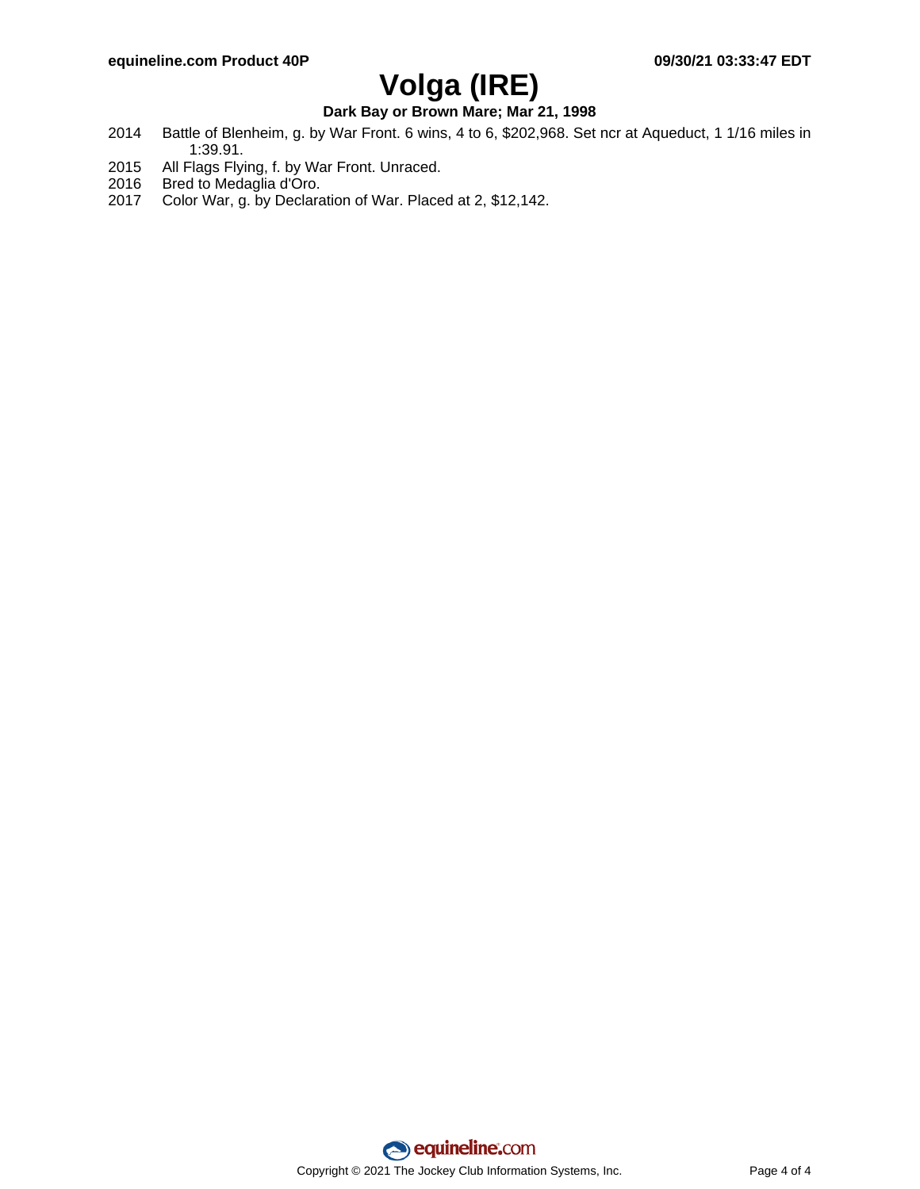# Volga (IRE)

**Dark Bay or Brown Mare; Mar 21, 1998**

2014 Battle of Blenheim, g. by War Front. 6 wins, 4 to 6, $202,968. Set ncr at Aqueduct, 1 1/16 miles in 1:39.91.

2015 All Flags Flying, f. by War Front. Unraced.

2016 Bred to Medaglia d'Oro.

2017 Color War, g. by Declaration of War. Placed at 2, $12,142.